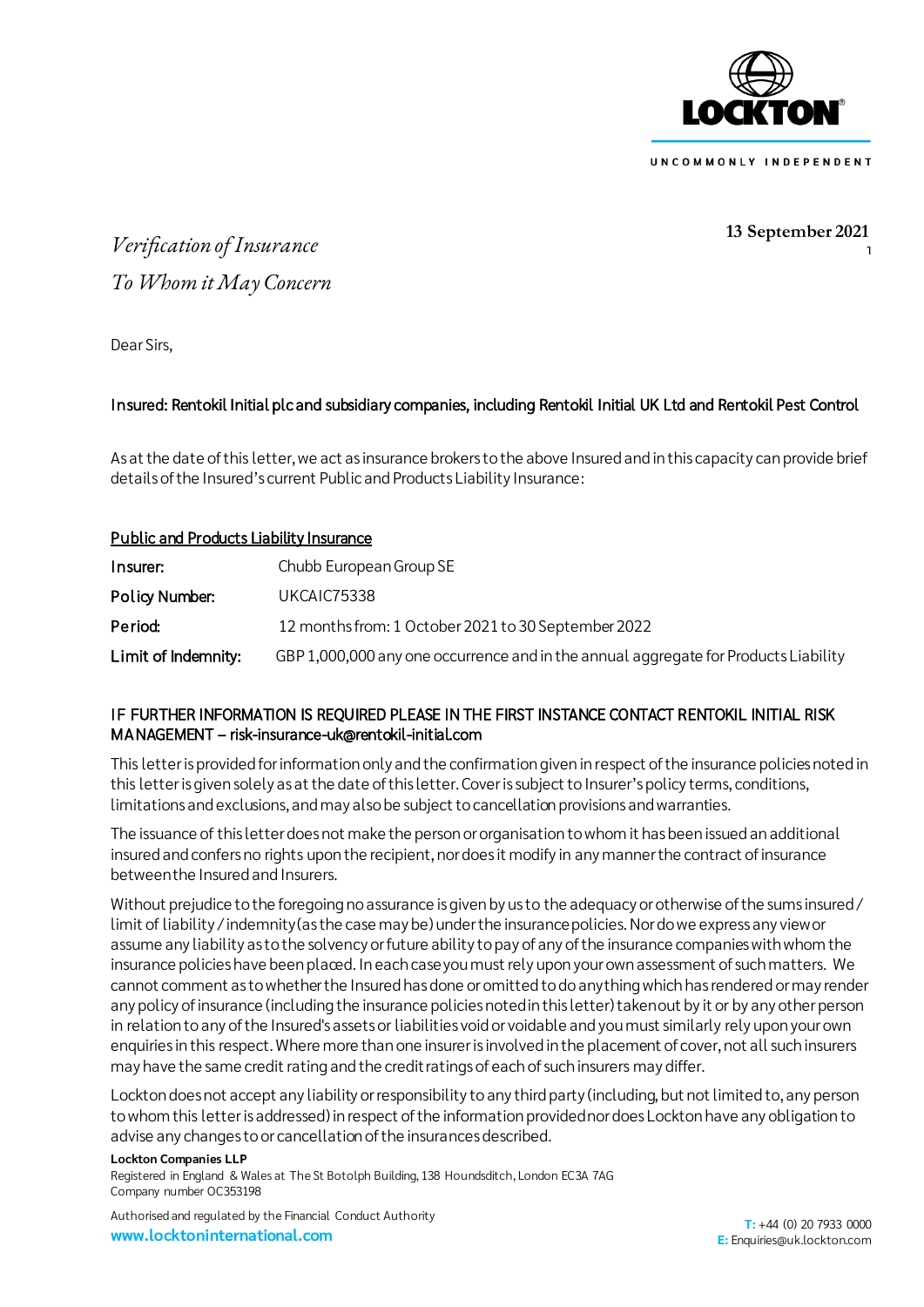LOCKTON®

UNCOMMONLY INDEPENDENT

**13 September 2021**

*Verification of Insurance*

*To Whom it May Concern*

Dear Sirs,

Insured: Rentokil Initial plc and subsidiary companies, including Rentokil Initial UK Ltd and Rentokil Pest Control

As at the date of this letter, we act as insurance brokers to the above Insured and in this capacity can provide brief details of the Insured's current Public and Products Liability Insurance:

<u>Public and Products Liability Insurance</u>

| | |
|---|---|
| Insurer: | Chubb European Group SE |
| Policy Number: | UKCAIC75338 |
| Period: | 12 months from: 1 October 2021 to 30 September 2022 |
| Limit of Indemnity: | GBP 1,000,000 any one occurrence and in the annual aggregate for Products Liability |

IF FURTHER INFORMATION IS REQUIRED PLEASE IN THE FIRST INSTANCE CONTACT RENTOKIL INITIAL RISK MANAGEMENT – risk-insurance-uk@rentokil-initial.com

This letter is provided for information only and the confirmation given in respect of the insurance policies noted in this letter is given solely as at the date of this letter. Cover is subject to Insurer's policy terms, conditions, limitations and exclusions, and may also be subject to cancellation provisions and warranties.

The issuance of this letter does not make the person or organisation to whom it has been issued an additional insured and confers no rights upon the recipient, nor does it modify in any manner the contract of insurance between the Insured and Insurers.

Without prejudice to the foregoing no assurance is given by us to the adequacy or otherwise of the sums insured / limit of liability / indemnity (as the case may be) under the insurance policies. Nor do we express any view or assume any liability as to the solvency or future ability to pay of any of the insurance companies with whom the insurance policies have been placed. In each case you must rely upon your own assessment of such matters. We cannot comment as to whether the Insured has done or omitted to do anything which has rendered or may render any policy of insurance (including the insurance policies noted in this letter) taken out by it or by any other person in relation to any of the Insured's assets or liabilities void or voidable and you must similarly rely upon your own enquiries in this respect. Where more than one insurer is involved in the placement of cover, not all such insurers may have the same credit rating and the credit ratings of each of such insurers may differ.

Lockton does not accept any liability or responsibility to any third party (including, but not limited to, any person to whom this letter is addressed) in respect of the information provided nor does Lockton have any obligation to advise any changes to or cancellation of the insurances described.

**Lockton Companies LLP**
Registered in England & Wales at The St Botolph Building, 138 Houndsditch, London EC3A 7AG
Company number OC353198

Authorised and regulated by the Financial Conduct Authority
**www.locktoninternational.com**

**T:** +44 (0) 20 7933 0000
**E:** Enquiries@uk.lockton.com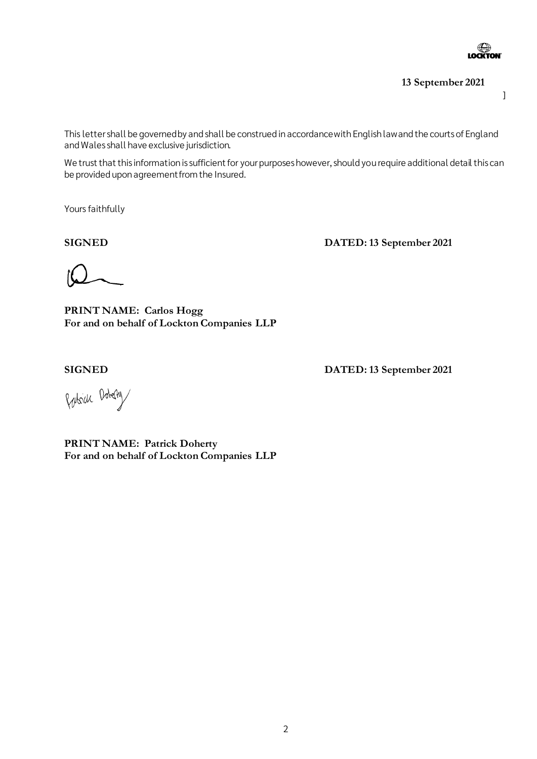**13 September 2021**

]

This letter shall be governed by and shall be construed in accordance with English law and the courts of England and Wales shall have exclusive jurisdiction.

We trust that this information is sufficient for your purposes however, should you require additional detail this can be provided upon agreement from the Insured.

Yours faithfully

**SIGNED** **DATED: 13 September 2021**

**PRINT NAME: Carlos Hogg**
**For and on behalf of Lockton Companies LLP**

**SIGNED** **DATED: 13 September 2021**

**PRINT NAME: Patrick Doherty**
**For and on behalf of Lockton Companies LLP**